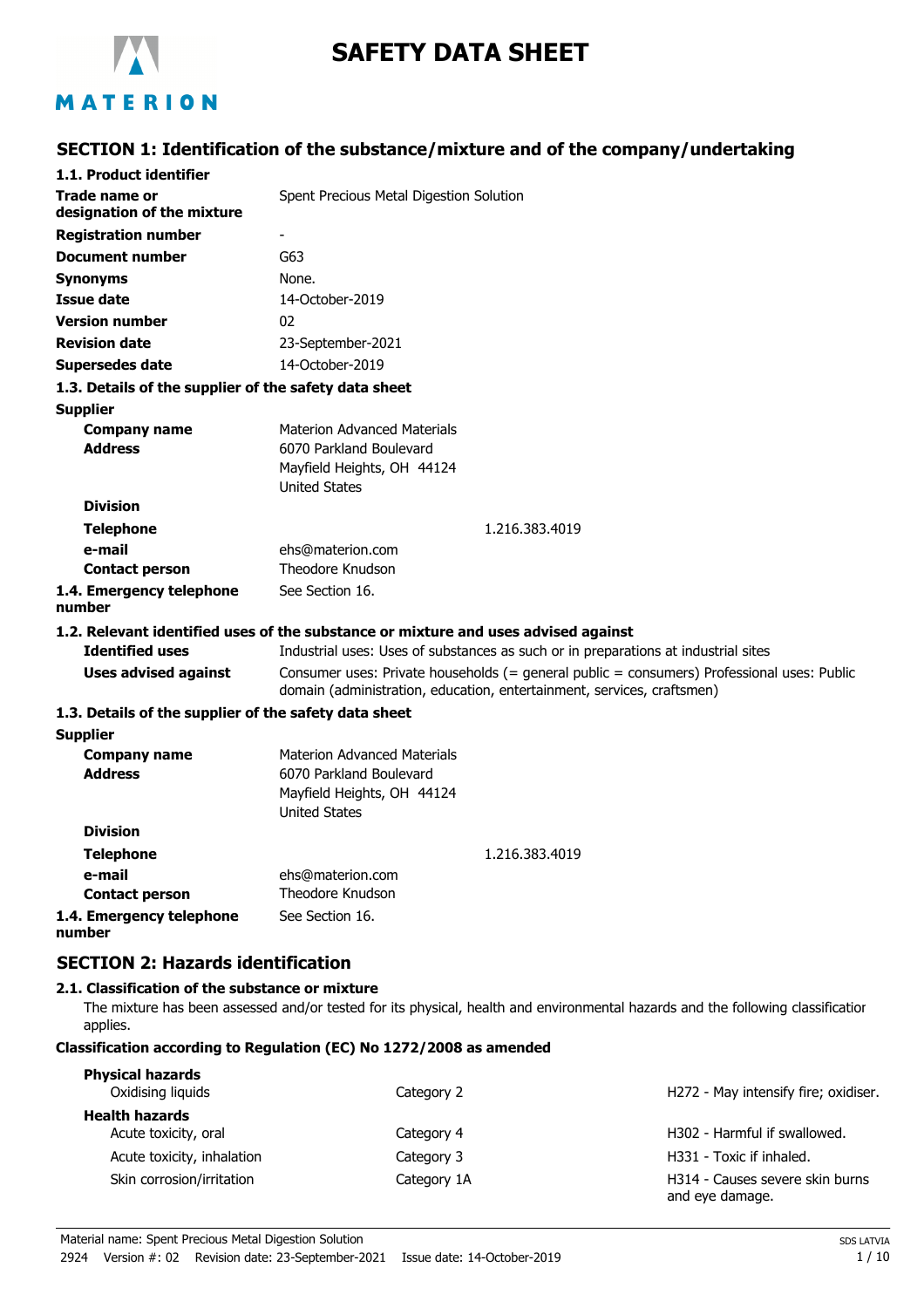# SAFETY DATA SHEET

## SECTION 1: Identification of the substance/mixture and of the company/undertaking

### 1.1. Product identifier

| | |
|---|---|
| **Trade name or designation of the mixture** | Spent Precious Metal Digestion Solution |
| **Registration number** | - |
| **Document number** | G63 |
| **Synonyms** | None. |
| **Issue date** | 14-October-2019 |
| **Version number** | 02 |
| **Revision date** | 23-September-2021 |
| **Supersedes date** | 14-October-2019 |

### 1.3. Details of the supplier of the safety data sheet

**Supplier**

| | |
|---|---|
| **Company name** | Materion Advanced Materials |
| **Address** | 6070 Parkland Boulevard<br>Mayfield Heights, OH 44124<br>United States |
| **Division** | |
| **Telephone** | 1.216.383.4019 |
| **e-mail** | ehs@materion.com |
| **Contact person** | Theodore Knudson |
| **1.4. Emergency telephone number** | See Section 16. |

### 1.2. Relevant identified uses of the substance or mixture and uses advised against

| | |
|---|---|
| **Identified uses** | Industrial uses: Uses of substances as such or in preparations at industrial sites |
| **Uses advised against** | Consumer uses: Private households (= general public = consumers) Professional uses: Public domain (administration, education, entertainment, services, craftsmen) |

### 1.3. Details of the supplier of the safety data sheet

**Supplier**

| | |
|---|---|
| **Company name** | Materion Advanced Materials |
| **Address** | 6070 Parkland Boulevard<br>Mayfield Heights, OH 44124<br>United States |
| **Division** | |
| **Telephone** | 1.216.383.4019 |
| **e-mail** | ehs@materion.com |
| **Contact person** | Theodore Knudson |
| **1.4. Emergency telephone number** | See Section 16. |

## SECTION 2: Hazards identification

### 2.1. Classification of the substance or mixture

The mixture has been assessed and/or tested for its physical, health and environmental hazards and the following classification applies.

**Classification according to Regulation (EC) No 1272/2008 as amended**

| | | |
|---|---|---|
| **Physical hazards** | | |
| Oxidising liquids | Category 2 | H272 - May intensify fire; oxidiser. |
| **Health hazards** | | |
| Acute toxicity, oral | Category 4 | H302 - Harmful if swallowed. |
| Acute toxicity, inhalation | Category 3 | H331 - Toxic if inhaled. |
| Skin corrosion/irritation | Category 1A | H314 - Causes severe skin burns and eye damage. |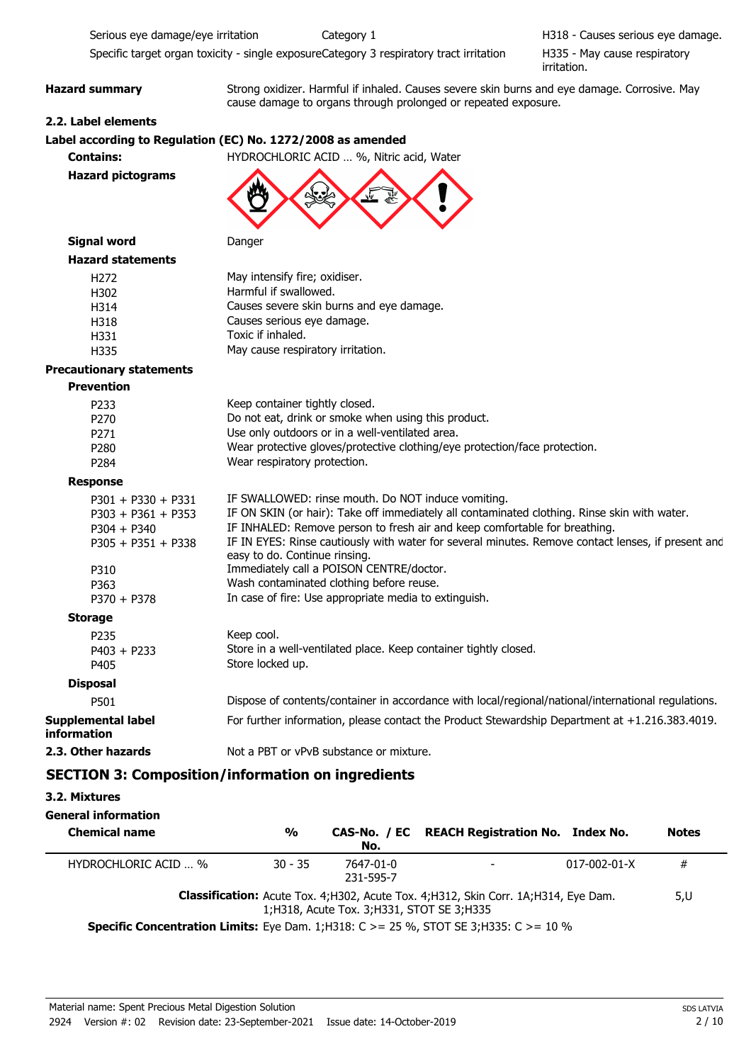| | | |
|---|---|---|
| Serious eye damage/eye irritation | Category 1 | H318 - Causes serious eye damage. |
| Specific target organ toxicity - single exposure | Category 3 respiratory tract irritation | H335 - May cause respiratory irritation. |

**Hazard summary** Strong oxidizer. Harmful if inhaled. Causes severe skin burns and eye damage. Corrosive. May cause damage to organs through prolonged or repeated exposure.

### 2.2. Label elements

**Label according to Regulation (EC) No. 1272/2008 as amended**

**Contains:** HYDROCHLORIC ACID … %, Nitric acid, Water

**Hazard pictograms**

**Signal word** Danger

**Hazard statements**

| | |
|---|---|
| H272 | May intensify fire; oxidiser. |
| H302 | Harmful if swallowed. |
| H314 | Causes severe skin burns and eye damage. |
| H318 | Causes serious eye damage. |
| H331 | Toxic if inhaled. |
| H335 | May cause respiratory irritation. |

**Precautionary statements**

**Prevention**

| | |
|---|---|
| P233 | Keep container tightly closed. |
| P270 | Do not eat, drink or smoke when using this product. |
| P271 | Use only outdoors or in a well-ventilated area. |
| P280 | Wear protective gloves/protective clothing/eye protection/face protection. |
| P284 | Wear respiratory protection. |

**Response**

| | |
|---|---|
| P301 + P330 + P331 | IF SWALLOWED: rinse mouth. Do NOT induce vomiting. |
| P303 + P361 + P353 | IF ON SKIN (or hair): Take off immediately all contaminated clothing. Rinse skin with water. |
| P304 + P340 | IF INHALED: Remove person to fresh air and keep comfortable for breathing. |
| P305 + P351 + P338 | IF IN EYES: Rinse cautiously with water for several minutes. Remove contact lenses, if present and easy to do. Continue rinsing. |
| P310 | Immediately call a POISON CENTRE/doctor. |
| P363 | Wash contaminated clothing before reuse. |
| P370 + P378 | In case of fire: Use appropriate media to extinguish. |

**Storage**

| | |
|---|---|
| P235 | Keep cool. |
| P403 + P233 | Store in a well-ventilated place. Keep container tightly closed. |
| P405 | Store locked up. |

**Disposal**

| | |
|---|---|
| P501 | Dispose of contents/container in accordance with local/regional/national/international regulations. |

**Supplemental label information** For further information, please contact the Product Stewardship Department at +1.216.383.4019.

**2.3. Other hazards** Not a PBT or vPvB substance or mixture.

## SECTION 3: Composition/information on ingredients

### 3.2. Mixtures

**General information**

| Chemical name | % | CAS-No. / EC No. | REACH Registration No. | Index No. | Notes |
|---|---|---|---|---|---|
| HYDROCHLORIC ACID … % | 30 - 35 | 7647-01-0 231-595-7 | - | 017-002-01-X | # |
| **Classification:** Acute Tox. 4;H302, Acute Tox. 4;H312, Skin Corr. 1A;H314, Eye Dam. 1;H318, Acute Tox. 3;H331, STOT SE 3;H335 | | | | | 5,U |
| **Specific Concentration Limits:** Eye Dam. 1;H318: C >= 25 %, STOT SE 3;H335: C >= 10 % | | | | | |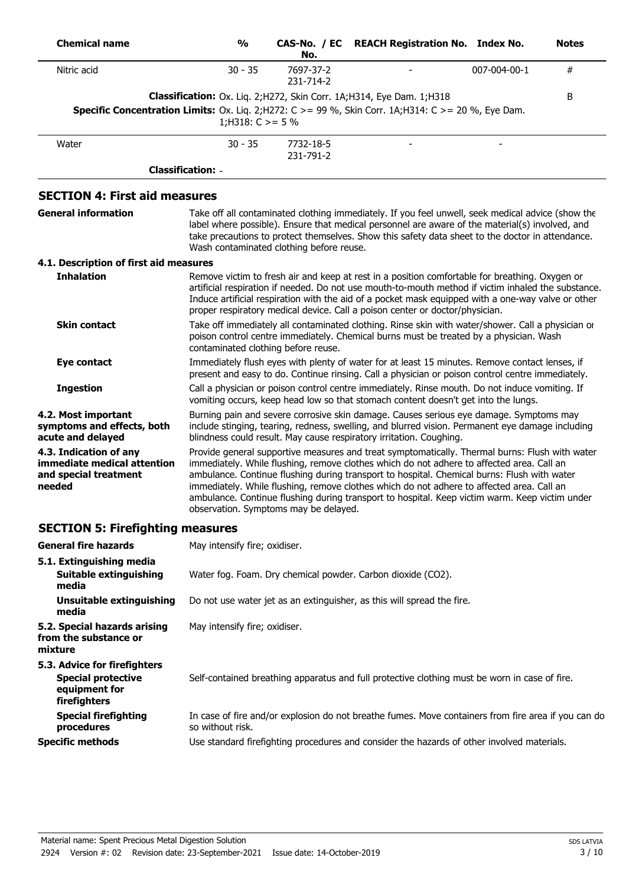| Chemical name | % | CAS-No. / EC No. | REACH Registration No. | Index No. | Notes |
|---|---|---|---|---|---|
| Nitric acid | 30 - 35 | 7697-37-2 231-714-2 | - | 007-004-00-1 | # |
| **Classification:** Ox. Liq. 2;H272, Skin Corr. 1A;H314, Eye Dam. 1;H318 | | | | | B |
| **Specific Concentration Limits:** Ox. Liq. 2;H272: C >= 99 %, Skin Corr. 1A;H314: C >= 20 %, Eye Dam. 1;H318: C >= 5 % | | | | | |
| Water | 30 - 35 | 7732-18-5 231-791-2 | - | - | |
| **Classification:** - | | | | | |

## SECTION 4: First aid measures

**General information**

Take off all contaminated clothing immediately. If you feel unwell, seek medical advice (show the label where possible). Ensure that medical personnel are aware of the material(s) involved, and take precautions to protect themselves. Show this safety data sheet to the doctor in attendance. Wash contaminated clothing before reuse.

### 4.1. Description of first aid measures

**Inhalation**

Remove victim to fresh air and keep at rest in a position comfortable for breathing. Oxygen or artificial respiration if needed. Do not use mouth-to-mouth method if victim inhaled the substance. Induce artificial respiration with the aid of a pocket mask equipped with a one-way valve or other proper respiratory medical device. Call a poison center or doctor/physician.

**Skin contact**

Take off immediately all contaminated clothing. Rinse skin with water/shower. Call a physician or poison control centre immediately. Chemical burns must be treated by a physician. Wash contaminated clothing before reuse.

**Eye contact**

Immediately flush eyes with plenty of water for at least 15 minutes. Remove contact lenses, if present and easy to do. Continue rinsing. Call a physician or poison control centre immediately.

**Ingestion**

Call a physician or poison control centre immediately. Rinse mouth. Do not induce vomiting. If vomiting occurs, keep head low so that stomach content doesn't get into the lungs.

**4.2. Most important symptoms and effects, both acute and delayed**

Burning pain and severe corrosive skin damage. Causes serious eye damage. Symptoms may include stinging, tearing, redness, swelling, and blurred vision. Permanent eye damage including blindness could result. May cause respiratory irritation. Coughing.

**4.3. Indication of any immediate medical attention and special treatment needed**

Provide general supportive measures and treat symptomatically. Thermal burns: Flush with water immediately. While flushing, remove clothes which do not adhere to affected area. Call an ambulance. Continue flushing during transport to hospital. Chemical burns: Flush with water immediately. While flushing, remove clothes which do not adhere to affected area. Call an ambulance. Continue flushing during transport to hospital. Keep victim warm. Keep victim under observation. Symptoms may be delayed.

## SECTION 5: Firefighting measures

**General fire hazards**

May intensify fire; oxidiser.

### 5.1. Extinguishing media

**Suitable extinguishing media**

Water fog. Foam. Dry chemical powder. Carbon dioxide ($CO_2$).

**Unsuitable extinguishing media**

Do not use water jet as an extinguisher, as this will spread the fire.

**5.2. Special hazards arising from the substance or mixture**

May intensify fire; oxidiser.

### 5.3. Advice for firefighters

**Special protective equipment for firefighters**

Self-contained breathing apparatus and full protective clothing must be worn in case of fire.

**Special firefighting procedures**

In case of fire and/or explosion do not breathe fumes. Move containers from fire area if you can do so without risk.

**Specific methods**

Use standard firefighting procedures and consider the hazards of other involved materials.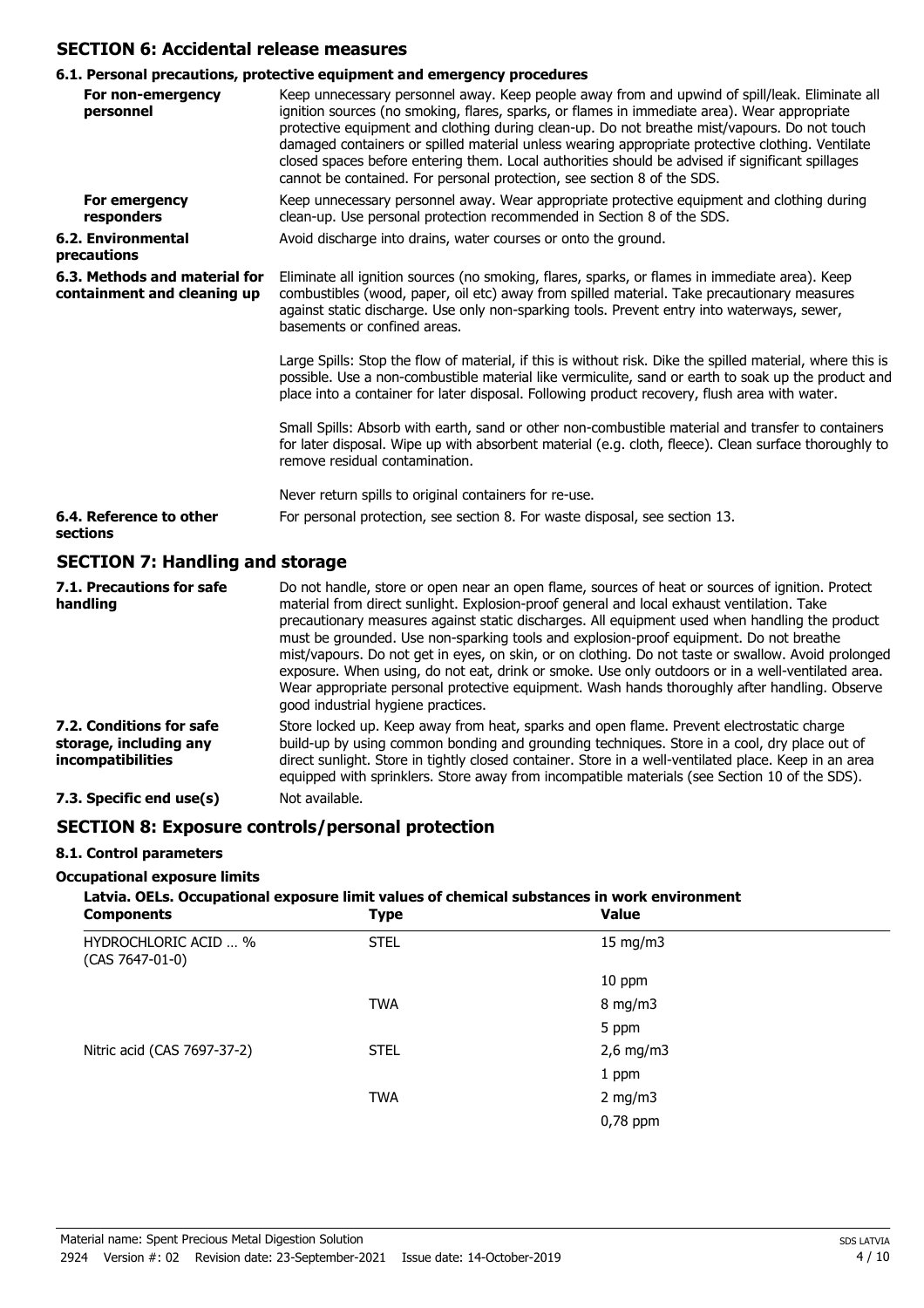## SECTION 6: Accidental release measures

### 6.1. Personal precautions, protective equipment and emergency procedures

**For non-emergency personnel**

Keep unnecessary personnel away. Keep people away from and upwind of spill/leak. Eliminate all ignition sources (no smoking, flares, sparks, or flames in immediate area). Wear appropriate protective equipment and clothing during clean-up. Do not breathe mist/vapours. Do not touch damaged containers or spilled material unless wearing appropriate protective clothing. Ventilate closed spaces before entering them. Local authorities should be advised if significant spillages cannot be contained. For personal protection, see section 8 of the SDS.

**For emergency responders**

Keep unnecessary personnel away. Wear appropriate protective equipment and clothing during clean-up. Use personal protection recommended in Section 8 of the SDS.

**6.2. Environmental precautions**

Avoid discharge into drains, water courses or onto the ground.

**6.3. Methods and material for containment and cleaning up**

Eliminate all ignition sources (no smoking, flares, sparks, or flames in immediate area). Keep combustibles (wood, paper, oil etc) away from spilled material. Take precautionary measures against static discharge. Use only non-sparking tools. Prevent entry into waterways, sewer, basements or confined areas.

Large Spills: Stop the flow of material, if this is without risk. Dike the spilled material, where this is possible. Use a non-combustible material like vermiculite, sand or earth to soak up the product and place into a container for later disposal. Following product recovery, flush area with water.

Small Spills: Absorb with earth, sand or other non-combustible material and transfer to containers for later disposal. Wipe up with absorbent material (e.g. cloth, fleece). Clean surface thoroughly to remove residual contamination.

Never return spills to original containers for re-use.

**6.4. Reference to other sections**

For personal protection, see section 8. For waste disposal, see section 13.

## SECTION 7: Handling and storage

**7.1. Precautions for safe handling**

Do not handle, store or open near an open flame, sources of heat or sources of ignition. Protect material from direct sunlight. Explosion-proof general and local exhaust ventilation. Take precautionary measures against static discharges. All equipment used when handling the product must be grounded. Use non-sparking tools and explosion-proof equipment. Do not breathe mist/vapours. Do not get in eyes, on skin, or on clothing. Do not taste or swallow. Avoid prolonged exposure. When using, do not eat, drink or smoke. Use only outdoors or in a well-ventilated area. Wear appropriate personal protective equipment. Wash hands thoroughly after handling. Observe good industrial hygiene practices.

**7.2. Conditions for safe storage, including any incompatibilities**

Store locked up. Keep away from heat, sparks and open flame. Prevent electrostatic charge build-up by using common bonding and grounding techniques. Store in a cool, dry place out of direct sunlight. Store in tightly closed container. Store in a well-ventilated place. Keep in an area equipped with sprinklers. Store away from incompatible materials (see Section 10 of the SDS).

**7.3. Specific end use(s)**

Not available.

## SECTION 8: Exposure controls/personal protection

### 8.1. Control parameters

**Occupational exposure limits**

**Latvia. OELs. Occupational exposure limit values of chemical substances in work environment**

| Components | Type | Value |
|---|---|---|
| HYDROCHLORIC ACID … % (CAS 7647-01-0) | STEL | 15 mg/m3 |
| | | 10 ppm |
| | TWA | 8 mg/m3 |
| | | 5 ppm |
| Nitric acid (CAS 7697-37-2) | STEL | 2,6 mg/m3 |
| | | 1 ppm |
| | TWA | 2 mg/m3 |
| | | 0,78 ppm |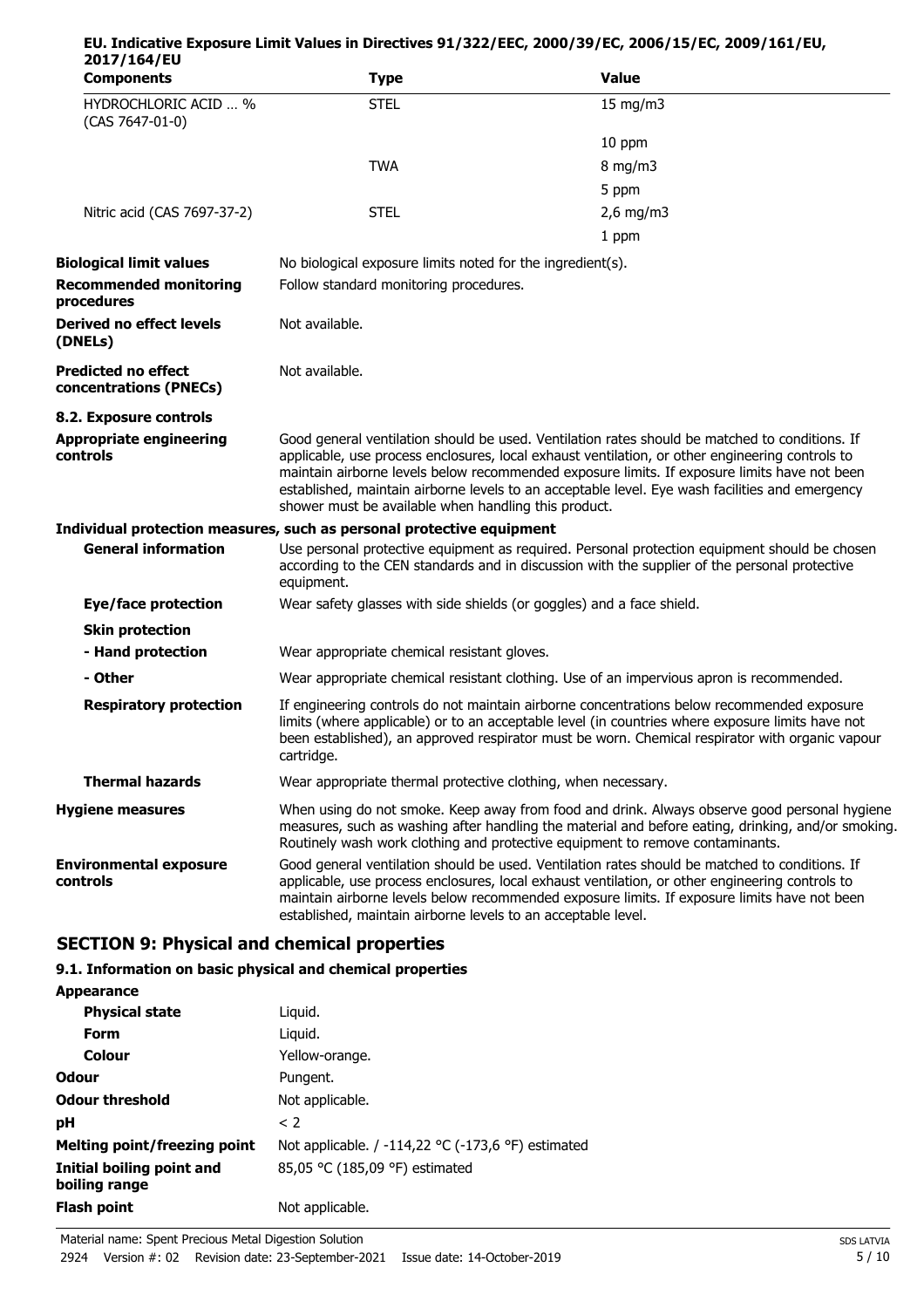**EU. Indicative Exposure Limit Values in Directives 91/322/EEC, 2000/39/EC, 2006/15/EC, 2009/161/EU, 2017/164/EU**

| Components | Type | Value |
|---|---|---|
| HYDROCHLORIC ACID … % (CAS 7647-01-0) | STEL | 15 mg/m3 |
| | | 10 ppm |
| | TWA | 8 mg/m3 |
| | | 5 ppm |
| Nitric acid (CAS 7697-37-2) | STEL | 2,6 mg/m3 |
| | | 1 ppm |

**Biological limit values** No biological exposure limits noted for the ingredient(s).

**Recommended monitoring procedures** Follow standard monitoring procedures.

**Derived no effect levels (DNELs)** Not available.

**Predicted no effect concentrations (PNECs)** Not available.

**8.2. Exposure controls**

**Appropriate engineering controls** Good general ventilation should be used. Ventilation rates should be matched to conditions. If applicable, use process enclosures, local exhaust ventilation, or other engineering controls to maintain airborne levels below recommended exposure limits. If exposure limits have not been established, maintain airborne levels to an acceptable level. Eye wash facilities and emergency shower must be available when handling this product.

**Individual protection measures, such as personal protective equipment**

**General information** Use personal protective equipment as required. Personal protection equipment should be chosen according to the CEN standards and in discussion with the supplier of the personal protective equipment.

**Eye/face protection** Wear safety glasses with side shields (or goggles) and a face shield.

**Skin protection**

**- Hand protection** Wear appropriate chemical resistant gloves.

**- Other** Wear appropriate chemical resistant clothing. Use of an impervious apron is recommended.

**Respiratory protection** If engineering controls do not maintain airborne concentrations below recommended exposure limits (where applicable) or to an acceptable level (in countries where exposure limits have not been established), an approved respirator must be worn. Chemical respirator with organic vapour cartridge.

**Thermal hazards** Wear appropriate thermal protective clothing, when necessary.

**Hygiene measures** When using do not smoke. Keep away from food and drink. Always observe good personal hygiene measures, such as washing after handling the material and before eating, drinking, and/or smoking. Routinely wash work clothing and protective equipment to remove contaminants.

**Environmental exposure controls** Good general ventilation should be used. Ventilation rates should be matched to conditions. If applicable, use process enclosures, local exhaust ventilation, or other engineering controls to maintain airborne levels below recommended exposure limits. If exposure limits have not been established, maintain airborne levels to an acceptable level.

## SECTION 9: Physical and chemical properties

**9.1. Information on basic physical and chemical properties**

**Appearance**

**Physical state** Liquid.

**Form** Liquid.

**Colour** Yellow-orange.

**Odour** Pungent.

**Odour threshold** Not applicable.

**pH** < 2

**Melting point/freezing point** Not applicable. / -114,22 °C (-173,6 °F) estimated

**Initial boiling point and boiling range** 85,05 °C (185,09 °F) estimated

**Flash point** Not applicable.

Material name: Spent Precious Metal Digestion Solution

2924 Version #: 02 Revision date: 23-September-2021 Issue date: 14-October-2019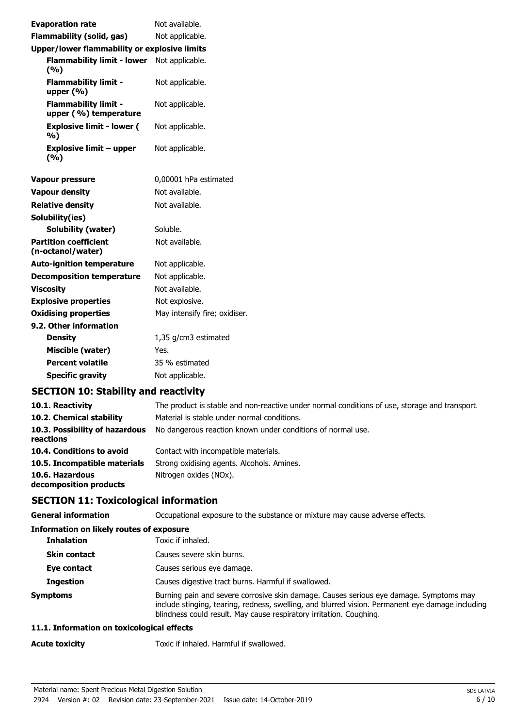| | |
|---|---|
| **Evaporation rate** | Not available. |
| **Flammability (solid, gas)** | Not applicable. |
| **Upper/lower flammability or explosive limits** | |
| **Flammability limit - lower (%)** | Not applicable. |
| **Flammability limit - upper (%)** | Not applicable. |
| **Flammability limit - upper ( %) temperature** | Not applicable. |
| **Explosive limit - lower ( %)** | Not applicable. |
| **Explosive limit – upper (%)** | Not applicable. |
| **Vapour pressure** | 0,00001 hPa estimated |
| **Vapour density** | Not available. |
| **Relative density** | Not available. |
| **Solubility(ies)** | |
| **Solubility (water)** | Soluble. |
| **Partition coefficient (n-octanol/water)** | Not available. |
| **Auto-ignition temperature** | Not applicable. |
| **Decomposition temperature** | Not applicable. |
| **Viscosity** | Not available. |
| **Explosive properties** | Not explosive. |
| **Oxidising properties** | May intensify fire; oxidiser. |
| **9.2. Other information** | |
| **Density** | 1,35 g/cm3 estimated |
| **Miscible (water)** | Yes. |
| **Percent volatile** | 35 % estimated |
| **Specific gravity** | Not applicable. |

## SECTION 10: Stability and reactivity

| | |
|---|---|
| **10.1. Reactivity** | The product is stable and non-reactive under normal conditions of use, storage and transport. |
| **10.2. Chemical stability** | Material is stable under normal conditions. |
| **10.3. Possibility of hazardous reactions** | No dangerous reaction known under conditions of normal use. |
| **10.4. Conditions to avoid** | Contact with incompatible materials. |
| **10.5. Incompatible materials** | Strong oxidising agents. Alcohols. Amines. |
| **10.6. Hazardous decomposition products** | Nitrogen oxides (NOx). |

## SECTION 11: Toxicological information

| | |
|---|---|
| **General information** | Occupational exposure to the substance or mixture may cause adverse effects. |
| **Information on likely routes of exposure** | |
| **Inhalation** | Toxic if inhaled. |
| **Skin contact** | Causes severe skin burns. |
| **Eye contact** | Causes serious eye damage. |
| **Ingestion** | Causes digestive tract burns. Harmful if swallowed. |
| **Symptoms** | Burning pain and severe corrosive skin damage. Causes serious eye damage. Symptoms may include stinging, tearing, redness, swelling, and blurred vision. Permanent eye damage including blindness could result. May cause respiratory irritation. Coughing. |

**11.1. Information on toxicological effects**

| | |
|---|---|
| **Acute toxicity** | Toxic if inhaled. Harmful if swallowed. |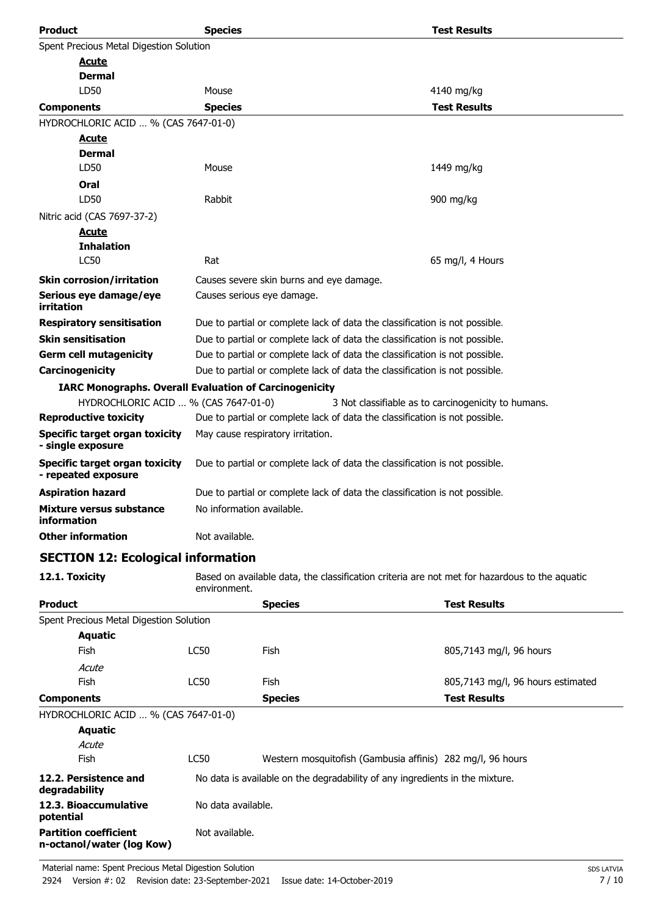| Product | Species | Test Results |
|---|---|---|
| Spent Precious Metal Digestion Solution | | |
| ***Acute*** | | |
| **Dermal** | | |
| LD50 | Mouse | 4140 mg/kg |

| Components | Species | Test Results |
|---|---|---|
| HYDROCHLORIC ACID … % (CAS 7647-01-0) | | |
| ***Acute*** | | |
| **Dermal** | | |
| LD50 | Mouse | 1449 mg/kg |
| **Oral** | | |
| LD50 | Rabbit | 900 mg/kg |
| Nitric acid (CAS 7697-37-2) | | |
| ***Acute*** | | |
| **Inhalation** | | |
| LC50 | Rat | 65 mg/l, 4 Hours |

**Skin corrosion/irritation** Causes severe skin burns and eye damage.

**Serious eye damage/eye irritation** Causes serious eye damage.

**Respiratory sensitisation** Due to partial or complete lack of data the classification is not possible.

**Skin sensitisation** Due to partial or complete lack of data the classification is not possible.

**Germ cell mutagenicity** Due to partial or complete lack of data the classification is not possible.

**Carcinogenicity** Due to partial or complete lack of data the classification is not possible.

**IARC Monographs. Overall Evaluation of Carcinogenicity**

HYDROCHLORIC ACID … % (CAS 7647-01-0) 3 Not classifiable as to carcinogenicity to humans.

**Reproductive toxicity** Due to partial or complete lack of data the classification is not possible.

**Specific target organ toxicity - single exposure** May cause respiratory irritation.

**Specific target organ toxicity - repeated exposure** Due to partial or complete lack of data the classification is not possible.

**Aspiration hazard** Due to partial or complete lack of data the classification is not possible.

**Mixture versus substance information** No information available.

**Other information** Not available.

## SECTION 12: Ecological information

**12.1. Toxicity** Based on available data, the classification criteria are not met for hazardous to the aquatic environment.

| Product | | Species | Test Results |
|---|---|---|---|
| Spent Precious Metal Digestion Solution | | | |
| **Aquatic** | | | |
| Fish | LC50 | Fish | 805,7143 mg/l, 96 hours |
| *Acute* | | | |
| Fish | LC50 | Fish | 805,7143 mg/l, 96 hours estimated |

| Components | | Species | Test Results |
|---|---|---|---|
| HYDROCHLORIC ACID … % (CAS 7647-01-0) | | | |
| **Aquatic** | | | |
| *Acute* | | | |
| Fish | LC50 | Western mosquitofish (Gambusia affinis) | 282 mg/l, 96 hours |

**12.2. Persistence and degradability** No data is available on the degradability of any ingredients in the mixture.

**12.3. Bioaccumulative potential** No data available.

**Partition coefficient n-octanol/water (log Kow)** Not available.

Material name: Spent Precious Metal Digestion Solution

2924 Version #: 02 Revision date: 23-September-2021 Issue date: 14-October-2019

SDS LATVIA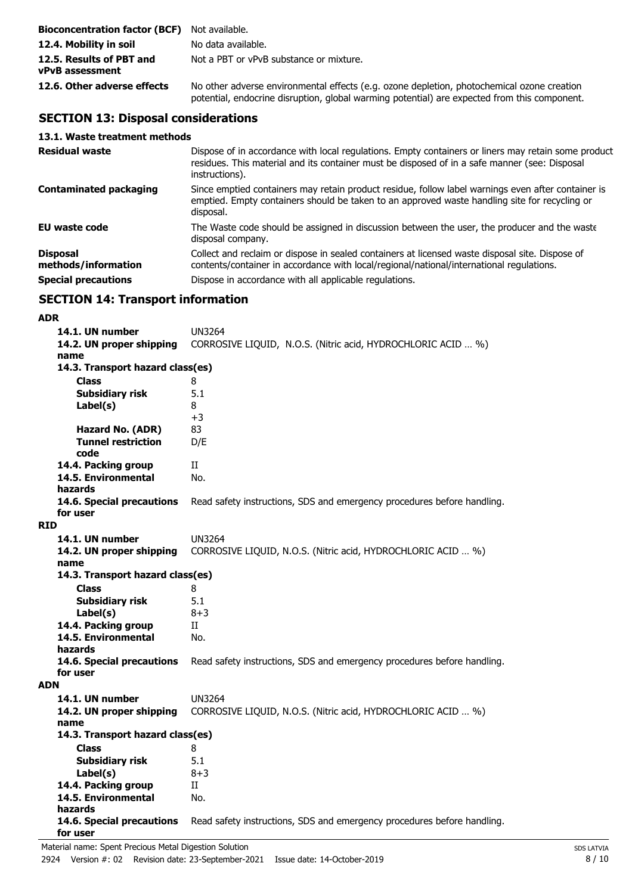| | |
|---|---|
| **Bioconcentration factor (BCF)** | Not available. |
| **12.4. Mobility in soil** | No data available. |
| **12.5. Results of PBT and vPvB assessment** | Not a PBT or vPvB substance or mixture. |
| **12.6. Other adverse effects** | No other adverse environmental effects (e.g. ozone depletion, photochemical ozone creation potential, endocrine disruption, global warming potential) are expected from this component. |

## SECTION 13: Disposal considerations

### 13.1. Waste treatment methods

| | |
|---|---|
| **Residual waste** | Dispose of in accordance with local regulations. Empty containers or liners may retain some product residues. This material and its container must be disposed of in a safe manner (see: Disposal instructions). |
| **Contaminated packaging** | Since emptied containers may retain product residue, follow label warnings even after container is emptied. Empty containers should be taken to an approved waste handling site for recycling or disposal. |
| **EU waste code** | The Waste code should be assigned in discussion between the user, the producer and the waste disposal company. |
| **Disposal methods/information** | Collect and reclaim or dispose in sealed containers at licensed waste disposal site. Dispose of contents/container in accordance with local/regional/national/international regulations. |
| **Special precautions** | Dispose in accordance with all applicable regulations. |

## SECTION 14: Transport information

**ADR**

| | |
|---|---|
| **14.1. UN number** | UN3264 |
| **14.2. UN proper shipping name** | CORROSIVE LIQUID, N.O.S. (Nitric acid, HYDROCHLORIC ACID … %) |
| **14.3. Transport hazard class(es)** | |
| **Class** | 8 |
| **Subsidiary risk** | 5.1 |
| **Label(s)** | 8<br>+3 |
| **Hazard No. (ADR)** | 83 |
| **Tunnel restriction code** | D/E |
| **14.4. Packing group** | II |
| **14.5. Environmental hazards** | No. |
| **14.6. Special precautions for user** | Read safety instructions, SDS and emergency procedures before handling. |

**RID**

| | |
|---|---|
| **14.1. UN number** | UN3264 |
| **14.2. UN proper shipping name** | CORROSIVE LIQUID, N.O.S. (Nitric acid, HYDROCHLORIC ACID … %) |
| **14.3. Transport hazard class(es)** | |
| **Class** | 8 |
| **Subsidiary risk** | 5.1 |
| **Label(s)** | 8+3 |
| **14.4. Packing group** | II |
| **14.5. Environmental hazards** | No. |
| **14.6. Special precautions for user** | Read safety instructions, SDS and emergency procedures before handling. |

**ADN**

| | |
|---|---|
| **14.1. UN number** | UN3264 |
| **14.2. UN proper shipping name** | CORROSIVE LIQUID, N.O.S. (Nitric acid, HYDROCHLORIC ACID … %) |
| **14.3. Transport hazard class(es)** | |
| **Class** | 8 |
| **Subsidiary risk** | 5.1 |
| **Label(s)** | 8+3 |
| **14.4. Packing group** | II |
| **14.5. Environmental hazards** | No. |
| **14.6. Special precautions for user** | Read safety instructions, SDS and emergency procedures before handling. |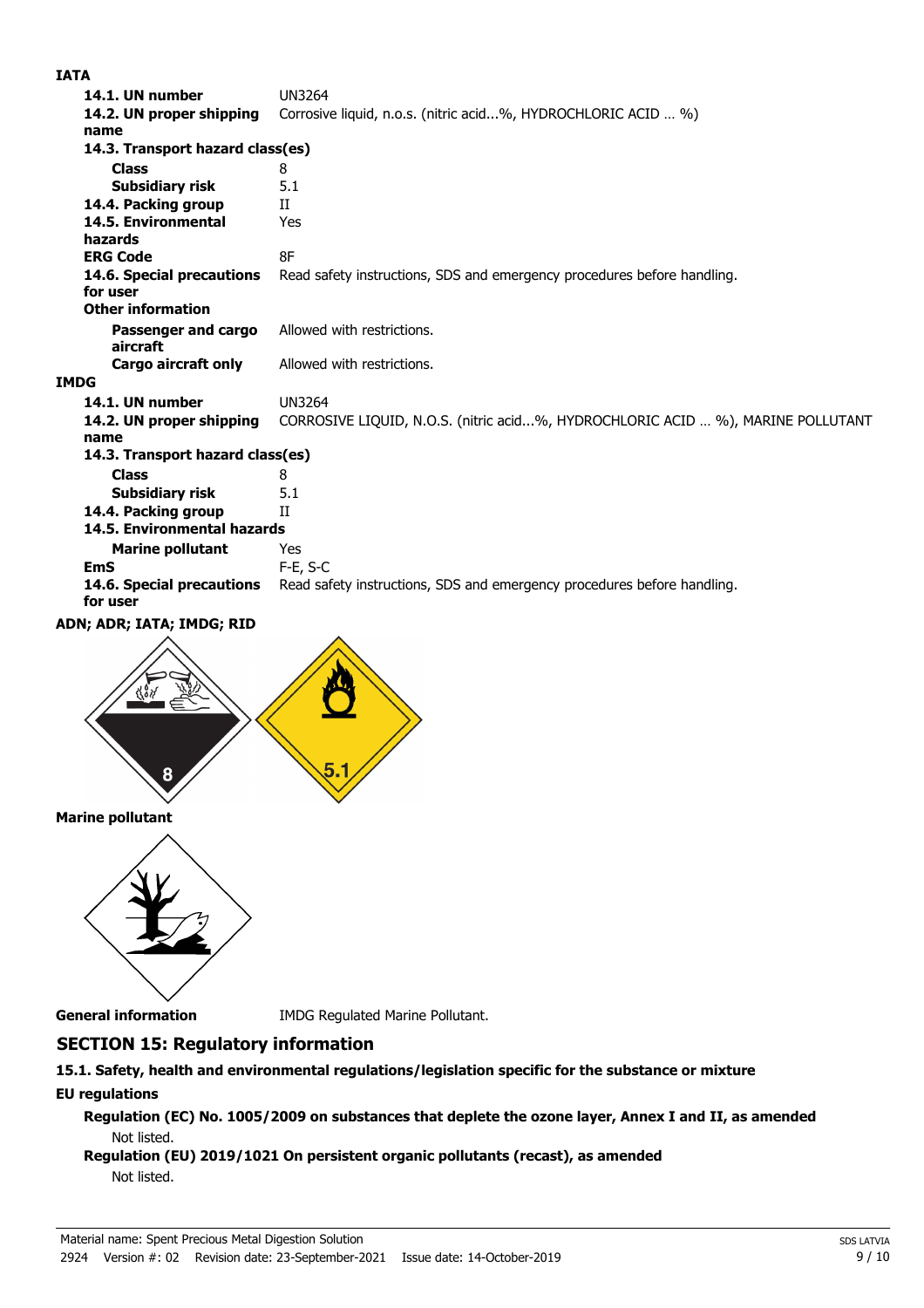**IATA**

| | |
|---|---|
| **14.1. UN number** | UN3264 |
| **14.2. UN proper shipping name** | Corrosive liquid, n.o.s. (nitric acid...%, HYDROCHLORIC ACID … %) |
| **14.3. Transport hazard class(es)** | |
| **Class** | 8 |
| **Subsidiary risk** | 5.1 |
| **14.4. Packing group** | II |
| **14.5. Environmental hazards** | Yes |
| **ERG Code** | 8F |
| **14.6. Special precautions for user** | Read safety instructions, SDS and emergency procedures before handling. |
| **Other information** | |
| **Passenger and cargo aircraft** | Allowed with restrictions. |
| **Cargo aircraft only** | Allowed with restrictions. |

**IMDG**

| | |
|---|---|
| **14.1. UN number** | UN3264 |
| **14.2. UN proper shipping name** | CORROSIVE LIQUID, N.O.S. (nitric acid...%, HYDROCHLORIC ACID … %), MARINE POLLUTANT |
| **14.3. Transport hazard class(es)** | |
| **Class** | 8 |
| **Subsidiary risk** | 5.1 |
| **14.4. Packing group** | II |
| **14.5. Environmental hazards** | |
| **Marine pollutant** | Yes |
| **EmS** | F-E, S-C |
| **14.6. Special precautions for user** | Read safety instructions, SDS and emergency procedures before handling. |

**ADN; ADR; IATA; IMDG; RID**

**Marine pollutant**

**General information** IMDG Regulated Marine Pollutant.

## SECTION 15: Regulatory information

**15.1. Safety, health and environmental regulations/legislation specific for the substance or mixture**

**EU regulations**

**Regulation (EC) No. 1005/2009 on substances that deplete the ozone layer, Annex I and II, as amended**

Not listed.

**Regulation (EU) 2019/1021 On persistent organic pollutants (recast), as amended**

Not listed.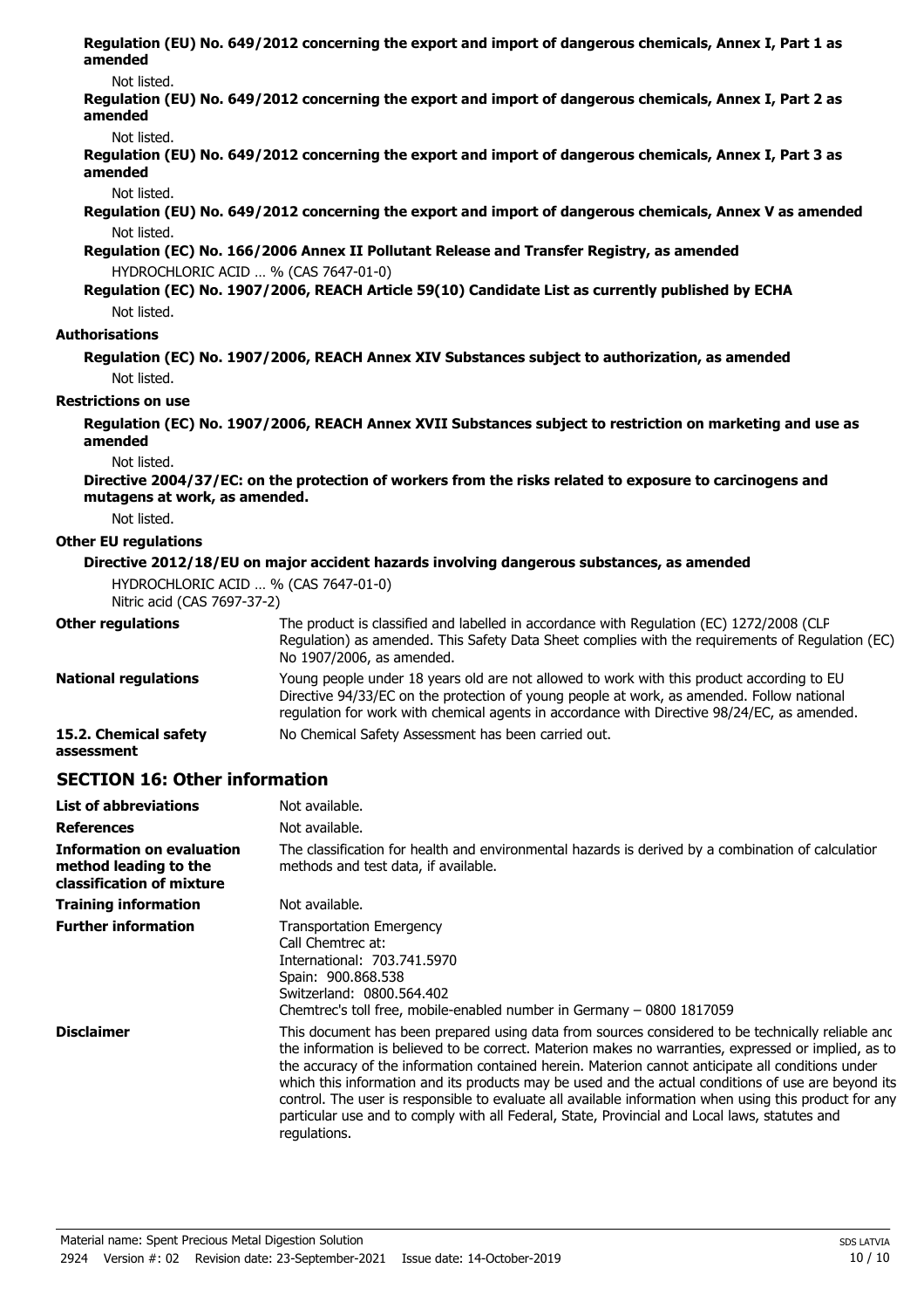**Regulation (EU) No. 649/2012 concerning the export and import of dangerous chemicals, Annex I, Part 1 as amended**

Not listed.

**Regulation (EU) No. 649/2012 concerning the export and import of dangerous chemicals, Annex I, Part 2 as amended**

Not listed.

**Regulation (EU) No. 649/2012 concerning the export and import of dangerous chemicals, Annex I, Part 3 as amended**

Not listed.

**Regulation (EU) No. 649/2012 concerning the export and import of dangerous chemicals, Annex V as amended**

Not listed.

**Regulation (EC) No. 166/2006 Annex II Pollutant Release and Transfer Registry, as amended**

HYDROCHLORIC ACID … % (CAS 7647-01-0)

**Regulation (EC) No. 1907/2006, REACH Article 59(10) Candidate List as currently published by ECHA**

Not listed.

**Authorisations**

**Regulation (EC) No. 1907/2006, REACH Annex XIV Substances subject to authorization, as amended**

Not listed.

**Restrictions on use**

**Regulation (EC) No. 1907/2006, REACH Annex XVII Substances subject to restriction on marketing and use as amended**

Not listed.

**Directive 2004/37/EC: on the protection of workers from the risks related to exposure to carcinogens and mutagens at work, as amended.**

Not listed.

**Other EU regulations**

**Directive 2012/18/EU on major accident hazards involving dangerous substances, as amended**

HYDROCHLORIC ACID … % (CAS 7647-01-0)
Nitric acid (CAS 7697-37-2)

**Other regulations** The product is classified and labelled in accordance with Regulation (EC) 1272/2008 (CLP Regulation) as amended. This Safety Data Sheet complies with the requirements of Regulation (EC) No 1907/2006, as amended.

**National regulations** Young people under 18 years old are not allowed to work with this product according to EU Directive 94/33/EC on the protection of young people at work, as amended. Follow national regulation for work with chemical agents in accordance with Directive 98/24/EC, as amended.

**15.2. Chemical safety assessment** No Chemical Safety Assessment has been carried out.

## SECTION 16: Other information

**List of abbreviations** Not available.

**References** Not available.

**Information on evaluation method leading to the classification of mixture** The classification for health and environmental hazards is derived by a combination of calculation methods and test data, if available.

**Training information** Not available.

**Further information** Transportation Emergency
Call Chemtrec at:
International: 703.741.5970
Spain: 900.868.538
Switzerland: 0800.564.402
Chemtrec's toll free, mobile-enabled number in Germany – 0800 1817059

**Disclaimer** This document has been prepared using data from sources considered to be technically reliable and the information is believed to be correct. Materion makes no warranties, expressed or implied, as to the accuracy of the information contained herein. Materion cannot anticipate all conditions under which this information and its products may be used and the actual conditions of use are beyond its control. The user is responsible to evaluate all available information when using this product for any particular use and to comply with all Federal, State, Provincial and Local laws, statutes and regulations.

Material name: Spent Precious Metal Digestion Solution
2924 Version #: 02 Revision date: 23-September-2021 Issue date: 14-October-2019